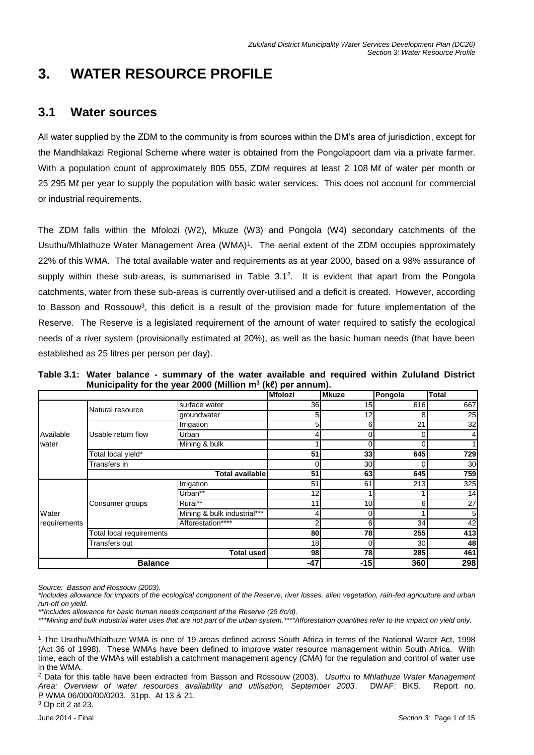# 3. WATER RESOURCE PROFILE

## 3.1 Water sources

All water supplied by the ZDM to the community is from sources within the DM's area of jurisdiction, except for the Mandhlakazi Regional Scheme where water is obtained from the Pongolapoort dam via a private farmer. With a population count of approximately 805 055, ZDM requires at least 2 108 Mℓ of water per month or 25 295 Mℓ per year to supply the population with basic water services. This does not account for commercial or industrial requirements.

The ZDM falls within the Mfolozi (W2), Mkuze (W3) and Pongola (W4) secondary catchments of the Usuthu/Mhlathuze Water Management Area (WMA)[1]. The aerial extent of the ZDM occupies approximately 22% of this WMA. The total available water and requirements as at year 2000, based on a 98% assurance of supply within these sub-areas, is summarised in Table 3.1[2]. It is evident that apart from the Pongola catchments, water from these sub-areas is currently over-utilised and a deficit is created. However, according to Basson and Rossouw[3], this deficit is a result of the provision made for future implementation of the Reserve. The Reserve is a legislated requirement of the amount of water required to satisfy the ecological needs of a river system (provisionally estimated at 20%), as well as the basic human needs (that have been established as 25 litres per person per day).

**Table 3.1: Water balance - summary of the water available and required within Zululand District Municipality for the year 2000 (Million $m^3$ (kℓ) per annum).**

| | | | Mfolozi | Mkuze | Pongola | Total |
|---|---|---|---|---|---|---|
| Available water | Natural resource | surface water | 36 | 15 | 616 | 667 |
| | | groundwater | 5 | 12 | 8 | 25 |
| | Usable return flow | Irrigation | 5 | 6 | 21 | 32 |
| | | Urban | 4 | 0 | 0 | 4 |
| | | Mining & bulk | 1 | 0 | 0 | 1 |
| | Total local yield* | | **51** | **33** | **645** | **729** |
| | Transfers in | | 0 | 30 | 0 | 30 |
| | **Total available** | | **51** | **63** | **645** | **759** |
| Water requirements | Consumer groups | Irrigation | 51 | 61 | 213 | 325 |
| | | Urban** | 12 | 1 | 1 | 14 |
| | | Rural** | 11 | 10 | 6 | 27 |
| | | Mining & bulk industrial*** | 4 | 0 | 1 | 5 |
| | | Afforestation**** | 2 | 6 | 34 | 42 |
| | Total local requirements | | **80** | **78** | **255** | **413** |
| | Transfers out | | 18 | 0 | 30 | **48** |
| | **Total used** | | **98** | **78** | **285** | **461** |
| **Balance** | | | **-47** | **-15** | **360** | **298** |

*Source: Basson and Rossouw (2003).*

*\*Includes allowance for impacts of the ecological component of the Reserve, river losses, alien vegetation, rain-fed agriculture and urban run-off on yield.*

*\*\*Includes allowance for basic human needs component of the Reserve (25 ℓ/c/d).*

*\*\*\*Mining and bulk industrial water uses that are not part of the urban system.\*\*\*\*Afforestation quantities refer to the impact on yield only.*

[1] The Usuthu/Mhlathuze WMA is one of 19 areas defined across South Africa in terms of the National Water Act, 1998 (Act 36 of 1998). These WMAs have been defined to improve water resource management within South Africa. With time, each of the WMAs will establish a catchment management agency (CMA) for the regulation and control of water use in the WMA.

[2] Data for this table have been extracted from Basson and Rossouw (2003). *Usuthu to Mhlathuze Water Management Area: Overview of water resources availability and utilisation, September 2003*. DWAF: BKS. Report no. P WMA 06/000/00/0203. 31pp. At 13 & 21.

[3] Op cit 2 at 23.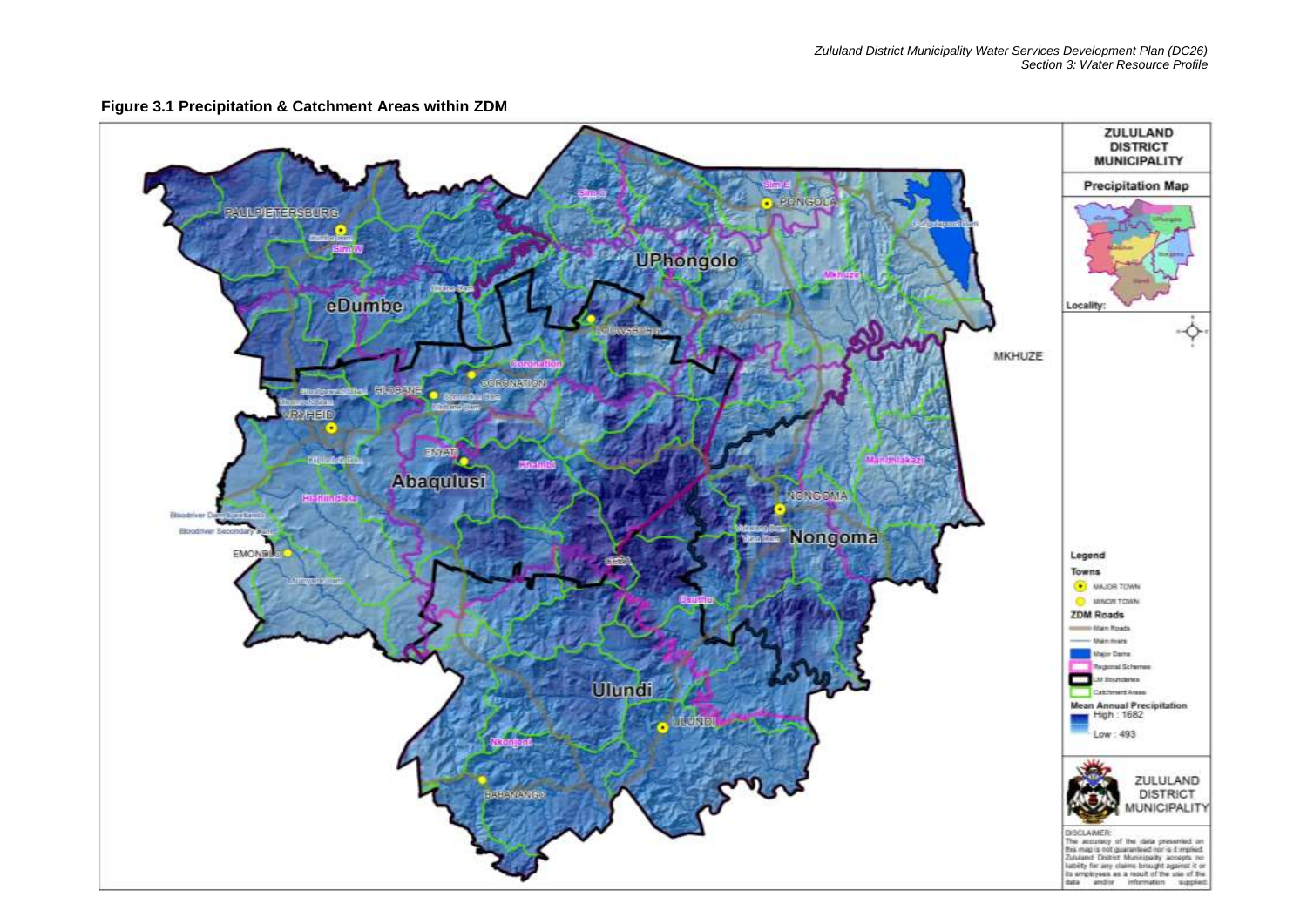**Figure 3.1 Precipitation & Catchment Areas within ZDM**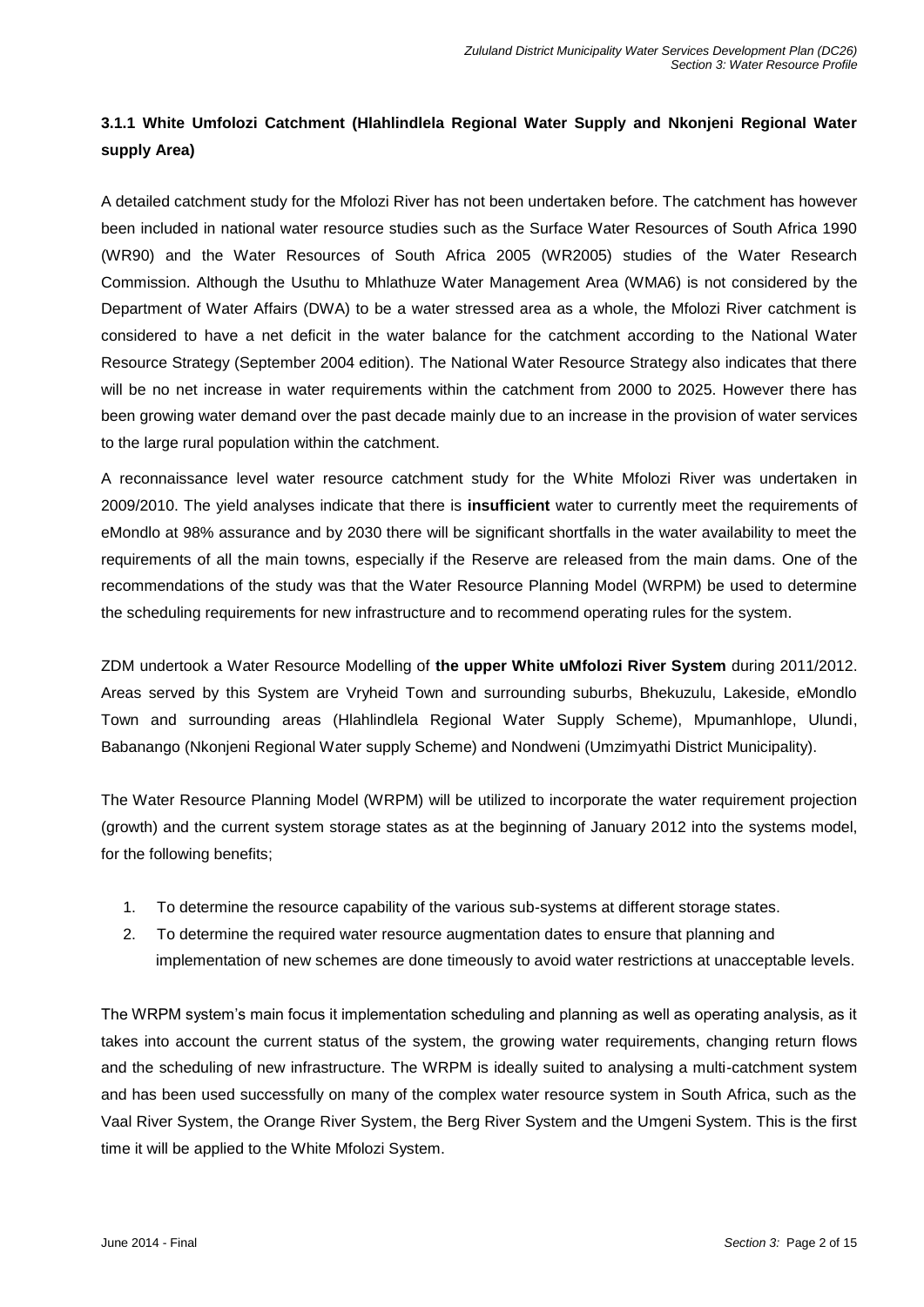### 3.1.1 White Umfolozi Catchment (Hlahlindlela Regional Water Supply and Nkonjeni Regional Water supply Area)

A detailed catchment study for the Mfolozi River has not been undertaken before. The catchment has however been included in national water resource studies such as the Surface Water Resources of South Africa 1990 (WR90) and the Water Resources of South Africa 2005 (WR2005) studies of the Water Research Commission. Although the Usuthu to Mhlathuze Water Management Area (WMA6) is not considered by the Department of Water Affairs (DWA) to be a water stressed area as a whole, the Mfolozi River catchment is considered to have a net deficit in the water balance for the catchment according to the National Water Resource Strategy (September 2004 edition). The National Water Resource Strategy also indicates that there will be no net increase in water requirements within the catchment from 2000 to 2025. However there has been growing water demand over the past decade mainly due to an increase in the provision of water services to the large rural population within the catchment.

A reconnaissance level water resource catchment study for the White Mfolozi River was undertaken in 2009/2010. The yield analyses indicate that there is **insufficient** water to currently meet the requirements of eMondlo at 98% assurance and by 2030 there will be significant shortfalls in the water availability to meet the requirements of all the main towns, especially if the Reserve are released from the main dams. One of the recommendations of the study was that the Water Resource Planning Model (WRPM) be used to determine the scheduling requirements for new infrastructure and to recommend operating rules for the system.

ZDM undertook a Water Resource Modelling of **the upper White uMfolozi River System** during 2011/2012. Areas served by this System are Vryheid Town and surrounding suburbs, Bhekuzulu, Lakeside, eMondlo Town and surrounding areas (Hlahlindlela Regional Water Supply Scheme), Mpumanhlope, Ulundi, Babanango (Nkonjeni Regional Water supply Scheme) and Nondweni (Umzimyathi District Municipality).

The Water Resource Planning Model (WRPM) will be utilized to incorporate the water requirement projection (growth) and the current system storage states as at the beginning of January 2012 into the systems model, for the following benefits;

1. To determine the resource capability of the various sub-systems at different storage states.
2. To determine the required water resource augmentation dates to ensure that planning and implementation of new schemes are done timeously to avoid water restrictions at unacceptable levels.

The WRPM system's main focus it implementation scheduling and planning as well as operating analysis, as it takes into account the current status of the system, the growing water requirements, changing return flows and the scheduling of new infrastructure. The WRPM is ideally suited to analysing a multi-catchment system and has been used successfully on many of the complex water resource system in South Africa, such as the Vaal River System, the Orange River System, the Berg River System and the Umgeni System. This is the first time it will be applied to the White Mfolozi System.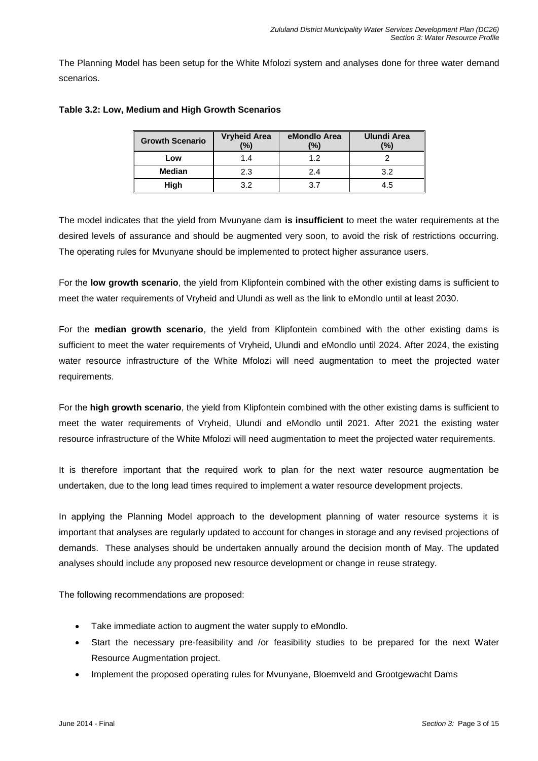The Planning Model has been setup for the White Mfolozi system and analyses done for three water demand scenarios.

**Table 3.2: Low, Medium and High Growth Scenarios**

| Growth Scenario | Vryheid Area (%) | eMondlo Area (%) | Ulundi Area (%) |
|---|---|---|---|
| **Low** | 1.4 | 1.2 | 2 |
| **Median** | 2.3 | 2.4 | 3.2 |
| **High** | 3.2 | 3.7 | 4.5 |

The model indicates that the yield from Mvunyane dam **is insufficient** to meet the water requirements at the desired levels of assurance and should be augmented very soon, to avoid the risk of restrictions occurring. The operating rules for Mvunyane should be implemented to protect higher assurance users.

For the **low growth scenario**, the yield from Klipfontein combined with the other existing dams is sufficient to meet the water requirements of Vryheid and Ulundi as well as the link to eMondlo until at least 2030.

For the **median growth scenario**, the yield from Klipfontein combined with the other existing dams is sufficient to meet the water requirements of Vryheid, Ulundi and eMondlo until 2024. After 2024, the existing water resource infrastructure of the White Mfolozi will need augmentation to meet the projected water requirements.

For the **high growth scenario**, the yield from Klipfontein combined with the other existing dams is sufficient to meet the water requirements of Vryheid, Ulundi and eMondlo until 2021. After 2021 the existing water resource infrastructure of the White Mfolozi will need augmentation to meet the projected water requirements.

It is therefore important that the required work to plan for the next water resource augmentation be undertaken, due to the long lead times required to implement a water resource development projects.

In applying the Planning Model approach to the development planning of water resource systems it is important that analyses are regularly updated to account for changes in storage and any revised projections of demands. These analyses should be undertaken annually around the decision month of May. The updated analyses should include any proposed new resource development or change in reuse strategy.

The following recommendations are proposed:

- Take immediate action to augment the water supply to eMondlo.
- Start the necessary pre-feasibility and /or feasibility studies to be prepared for the next Water Resource Augmentation project.
- Implement the proposed operating rules for Mvunyane, Bloemveld and Grootgewacht Dams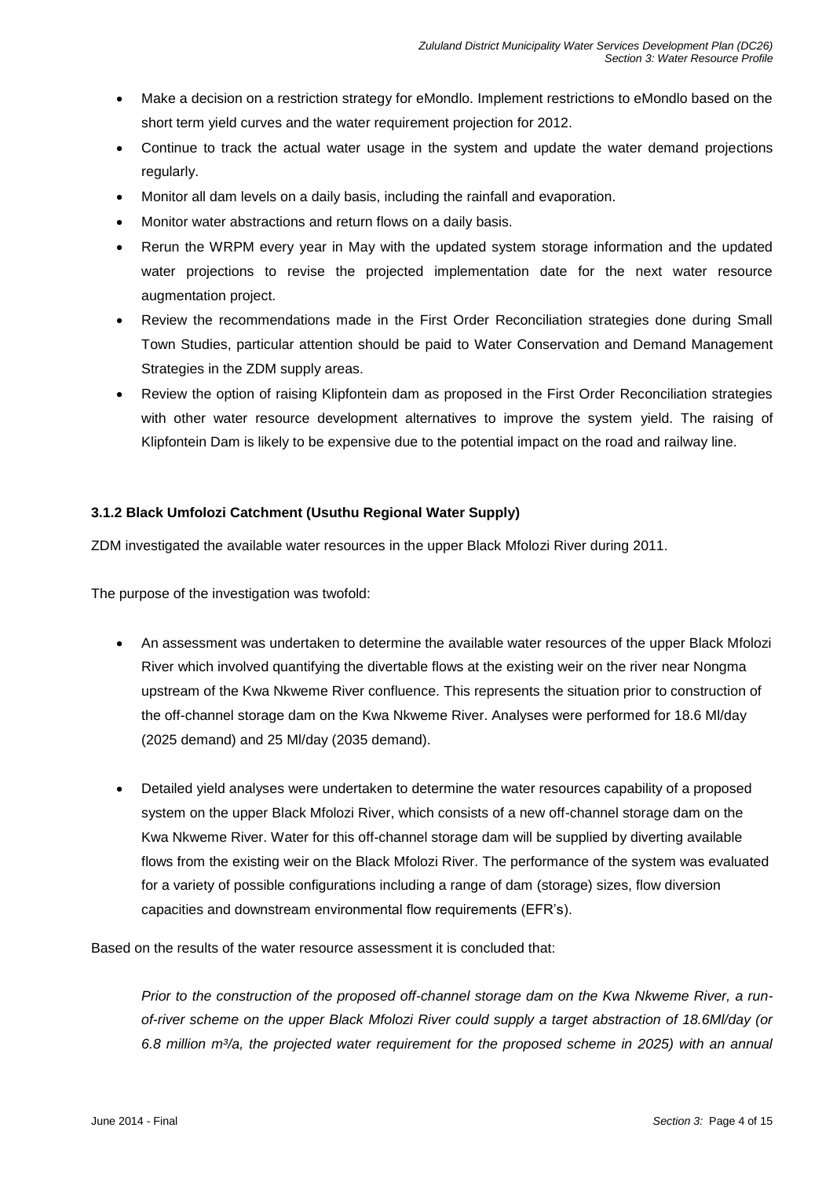- Make a decision on a restriction strategy for eMondlo. Implement restrictions to eMondlo based on the short term yield curves and the water requirement projection for 2012.
- Continue to track the actual water usage in the system and update the water demand projections regularly.
- Monitor all dam levels on a daily basis, including the rainfall and evaporation.
- Monitor water abstractions and return flows on a daily basis.
- Rerun the WRPM every year in May with the updated system storage information and the updated water projections to revise the projected implementation date for the next water resource augmentation project.
- Review the recommendations made in the First Order Reconciliation strategies done during Small Town Studies, particular attention should be paid to Water Conservation and Demand Management Strategies in the ZDM supply areas.
- Review the option of raising Klipfontein dam as proposed in the First Order Reconciliation strategies with other water resource development alternatives to improve the system yield. The raising of Klipfontein Dam is likely to be expensive due to the potential impact on the road and railway line.

### 3.1.2 Black Umfolozi Catchment (Usuthu Regional Water Supply)

ZDM investigated the available water resources in the upper Black Mfolozi River during 2011.

The purpose of the investigation was twofold:

- An assessment was undertaken to determine the available water resources of the upper Black Mfolozi River which involved quantifying the divertable flows at the existing weir on the river near Nongma upstream of the Kwa Nkweme River confluence. This represents the situation prior to construction of the off-channel storage dam on the Kwa Nkweme River. Analyses were performed for 18.6 Ml/day (2025 demand) and 25 Ml/day (2035 demand).

- Detailed yield analyses were undertaken to determine the water resources capability of a proposed system on the upper Black Mfolozi River, which consists of a new off-channel storage dam on the Kwa Nkweme River. Water for this off-channel storage dam will be supplied by diverting available flows from the existing weir on the Black Mfolozi River. The performance of the system was evaluated for a variety of possible configurations including a range of dam (storage) sizes, flow diversion capacities and downstream environmental flow requirements (EFR's).

Based on the results of the water resource assessment it is concluded that:

*Prior to the construction of the proposed off-channel storage dam on the Kwa Nkweme River, a run-of-river scheme on the upper Black Mfolozi River could supply a target abstraction of 18.6Ml/day (or 6.8 million m³/a, the projected water requirement for the proposed scheme in 2025) with an annual*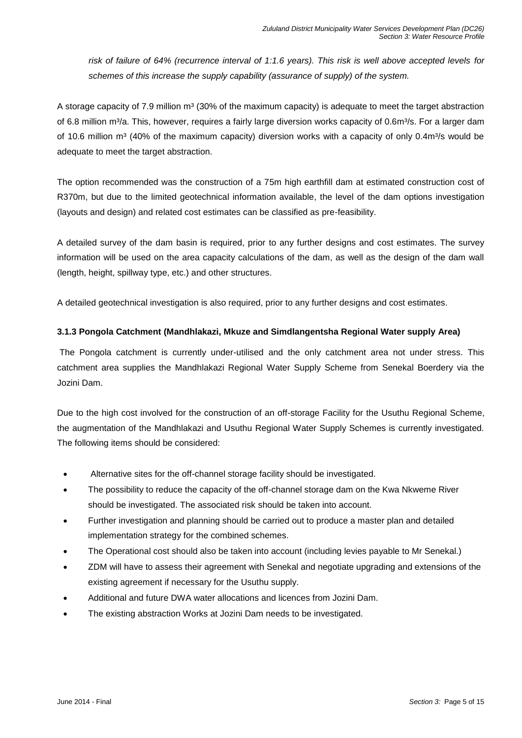*risk of failure of 64% (recurrence interval of 1:1.6 years). This risk is well above accepted levels for schemes of this increase the supply capability (assurance of supply) of the system.*

A storage capacity of 7.9 million m³ (30% of the maximum capacity) is adequate to meet the target abstraction of 6.8 million m³/a. This, however, requires a fairly large diversion works capacity of 0.6m³/s. For a larger dam of 10.6 million m³ (40% of the maximum capacity) diversion works with a capacity of only 0.4m³/s would be adequate to meet the target abstraction.

The option recommended was the construction of a 75m high earthfill dam at estimated construction cost of R370m, but due to the limited geotechnical information available, the level of the dam options investigation (layouts and design) and related cost estimates can be classified as pre-feasibility.

A detailed survey of the dam basin is required, prior to any further designs and cost estimates. The survey information will be used on the area capacity calculations of the dam, as well as the design of the dam wall (length, height, spillway type, etc.) and other structures.

A detailed geotechnical investigation is also required, prior to any further designs and cost estimates.

### 3.1.3 Pongola Catchment (Mandhlakazi, Mkuze and Simdlangentsha Regional Water supply Area)

The Pongola catchment is currently under-utilised and the only catchment area not under stress. This catchment area supplies the Mandhlakazi Regional Water Supply Scheme from Senekal Boerdery via the Jozini Dam.

Due to the high cost involved for the construction of an off-storage Facility for the Usuthu Regional Scheme, the augmentation of the Mandhlakazi and Usuthu Regional Water Supply Schemes is currently investigated. The following items should be considered:

- Alternative sites for the off-channel storage facility should be investigated.
- The possibility to reduce the capacity of the off-channel storage dam on the Kwa Nkweme River should be investigated. The associated risk should be taken into account.
- Further investigation and planning should be carried out to produce a master plan and detailed implementation strategy for the combined schemes.
- The Operational cost should also be taken into account (including levies payable to Mr Senekal.)
- ZDM will have to assess their agreement with Senekal and negotiate upgrading and extensions of the existing agreement if necessary for the Usuthu supply.
- Additional and future DWA water allocations and licences from Jozini Dam.
- The existing abstraction Works at Jozini Dam needs to be investigated.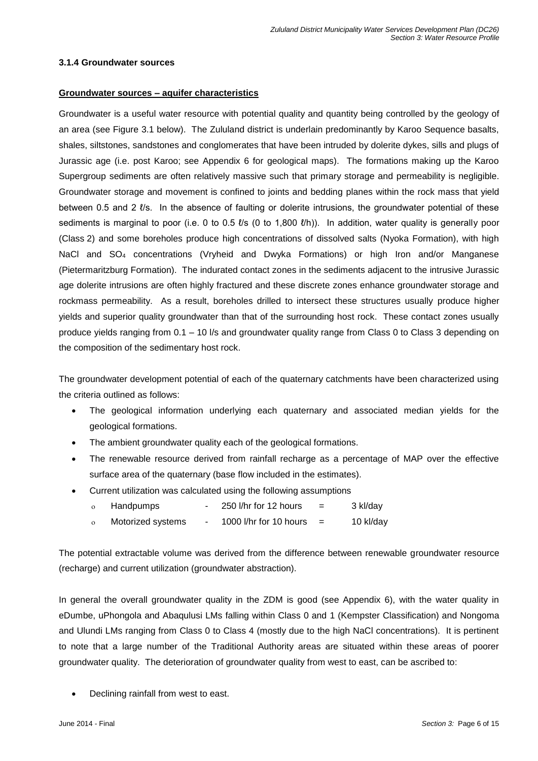### 3.1.4 Groundwater sources

**Groundwater sources – aquifer characteristics**

Groundwater is a useful water resource with potential quality and quantity being controlled by the geology of an area (see Figure 3.1 below). The Zululand district is underlain predominantly by Karoo Sequence basalts, shales, siltstones, sandstones and conglomerates that have been intruded by dolerite dykes, sills and plugs of Jurassic age (i.e. post Karoo; see Appendix 6 for geological maps). The formations making up the Karoo Supergroup sediments are often relatively massive such that primary storage and permeability is negligible. Groundwater storage and movement is confined to joints and bedding planes within the rock mass that yield between 0.5 and 2 ℓ/s. In the absence of faulting or dolerite intrusions, the groundwater potential of these sediments is marginal to poor (i.e. 0 to 0.5 ℓ/s (0 to 1,800 ℓ/h)). In addition, water quality is generally poor (Class 2) and some boreholes produce high concentrations of dissolved salts (Nyoka Formation), with high NaCl and $SO_4$ concentrations (Vryheid and Dwyka Formations) or high Iron and/or Manganese (Pietermaritzburg Formation). The indurated contact zones in the sediments adjacent to the intrusive Jurassic age dolerite intrusions are often highly fractured and these discrete zones enhance groundwater storage and rockmass permeability. As a result, boreholes drilled to intersect these structures usually produce higher yields and superior quality groundwater than that of the surrounding host rock. These contact zones usually produce yields ranging from 0.1 – 10 l/s and groundwater quality range from Class 0 to Class 3 depending on the composition of the sedimentary host rock.

The groundwater development potential of each of the quaternary catchments have been characterized using the criteria outlined as follows:

- The geological information underlying each quaternary and associated median yields for the geological formations.
- The ambient groundwater quality each of the geological formations.
- The renewable resource derived from rainfall recharge as a percentage of MAP over the effective surface area of the quaternary (base flow included in the estimates).
- Current utilization was calculated using the following assumptions
  - Handpumps - 250 l/hr for 12 hours = 3 kl/day
  - Motorized systems - 1000 l/hr for 10 hours = 10 kl/day

The potential extractable volume was derived from the difference between renewable groundwater resource (recharge) and current utilization (groundwater abstraction).

In general the overall groundwater quality in the ZDM is good (see Appendix 6), with the water quality in eDumbe, uPhongola and Abaqulusi LMs falling within Class 0 and 1 (Kempster Classification) and Nongoma and Ulundi LMs ranging from Class 0 to Class 4 (mostly due to the high NaCl concentrations). It is pertinent to note that a large number of the Traditional Authority areas are situated within these areas of poorer groundwater quality. The deterioration of groundwater quality from west to east, can be ascribed to:

- Declining rainfall from west to east.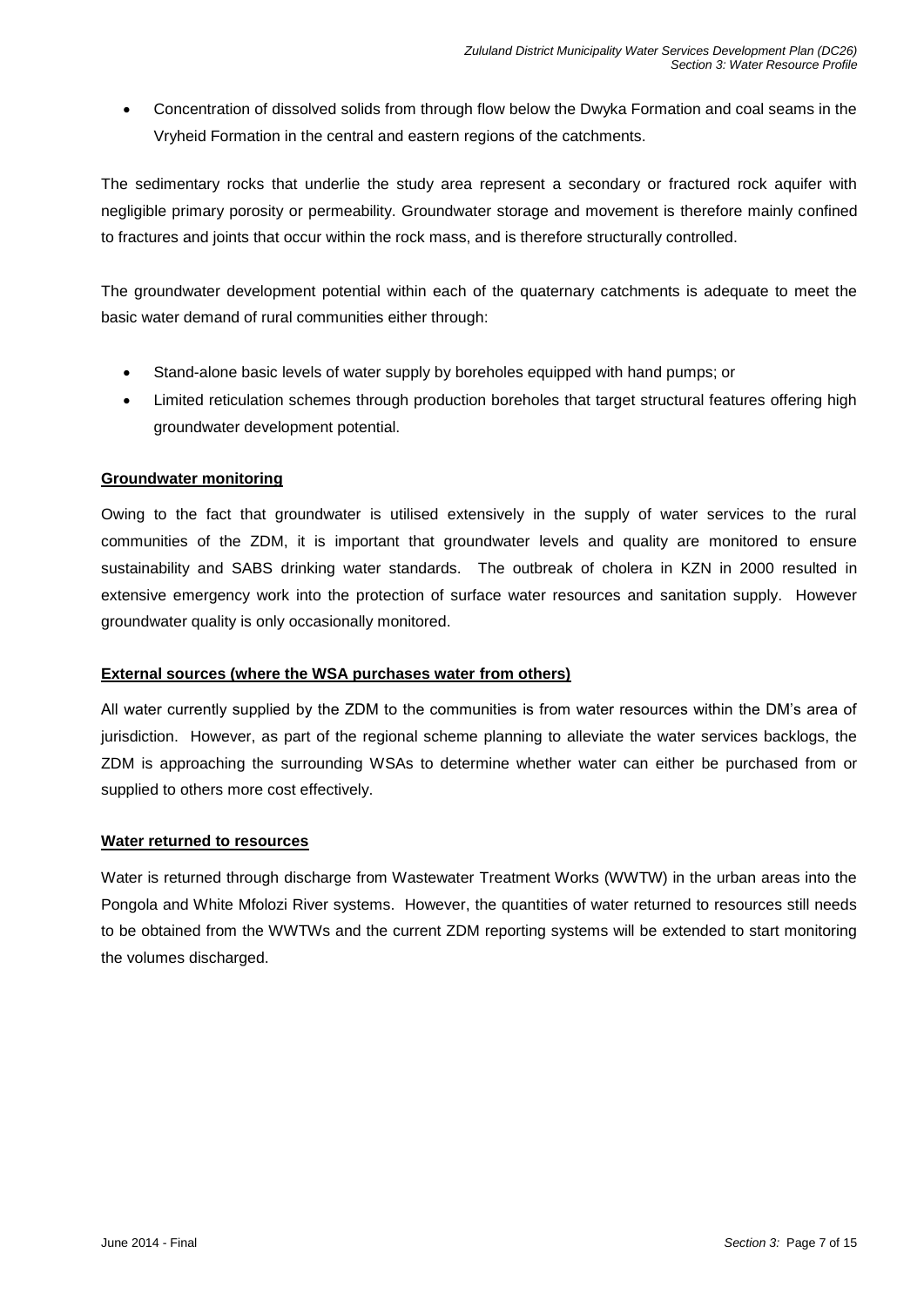- Concentration of dissolved solids from through flow below the Dwyka Formation and coal seams in the Vryheid Formation in the central and eastern regions of the catchments.

The sedimentary rocks that underlie the study area represent a secondary or fractured rock aquifer with negligible primary porosity or permeability. Groundwater storage and movement is therefore mainly confined to fractures and joints that occur within the rock mass, and is therefore structurally controlled.

The groundwater development potential within each of the quaternary catchments is adequate to meet the basic water demand of rural communities either through:

- Stand-alone basic levels of water supply by boreholes equipped with hand pumps; or
- Limited reticulation schemes through production boreholes that target structural features offering high groundwater development potential.

**Groundwater monitoring**

Owing to the fact that groundwater is utilised extensively in the supply of water services to the rural communities of the ZDM, it is important that groundwater levels and quality are monitored to ensure sustainability and SABS drinking water standards. The outbreak of cholera in KZN in 2000 resulted in extensive emergency work into the protection of surface water resources and sanitation supply. However groundwater quality is only occasionally monitored.

**External sources (where the WSA purchases water from others)**

All water currently supplied by the ZDM to the communities is from water resources within the DM's area of jurisdiction. However, as part of the regional scheme planning to alleviate the water services backlogs, the ZDM is approaching the surrounding WSAs to determine whether water can either be purchased from or supplied to others more cost effectively.

**Water returned to resources**

Water is returned through discharge from Wastewater Treatment Works (WWTW) in the urban areas into the Pongola and White Mfolozi River systems. However, the quantities of water returned to resources still needs to be obtained from the WWTWs and the current ZDM reporting systems will be extended to start monitoring the volumes discharged.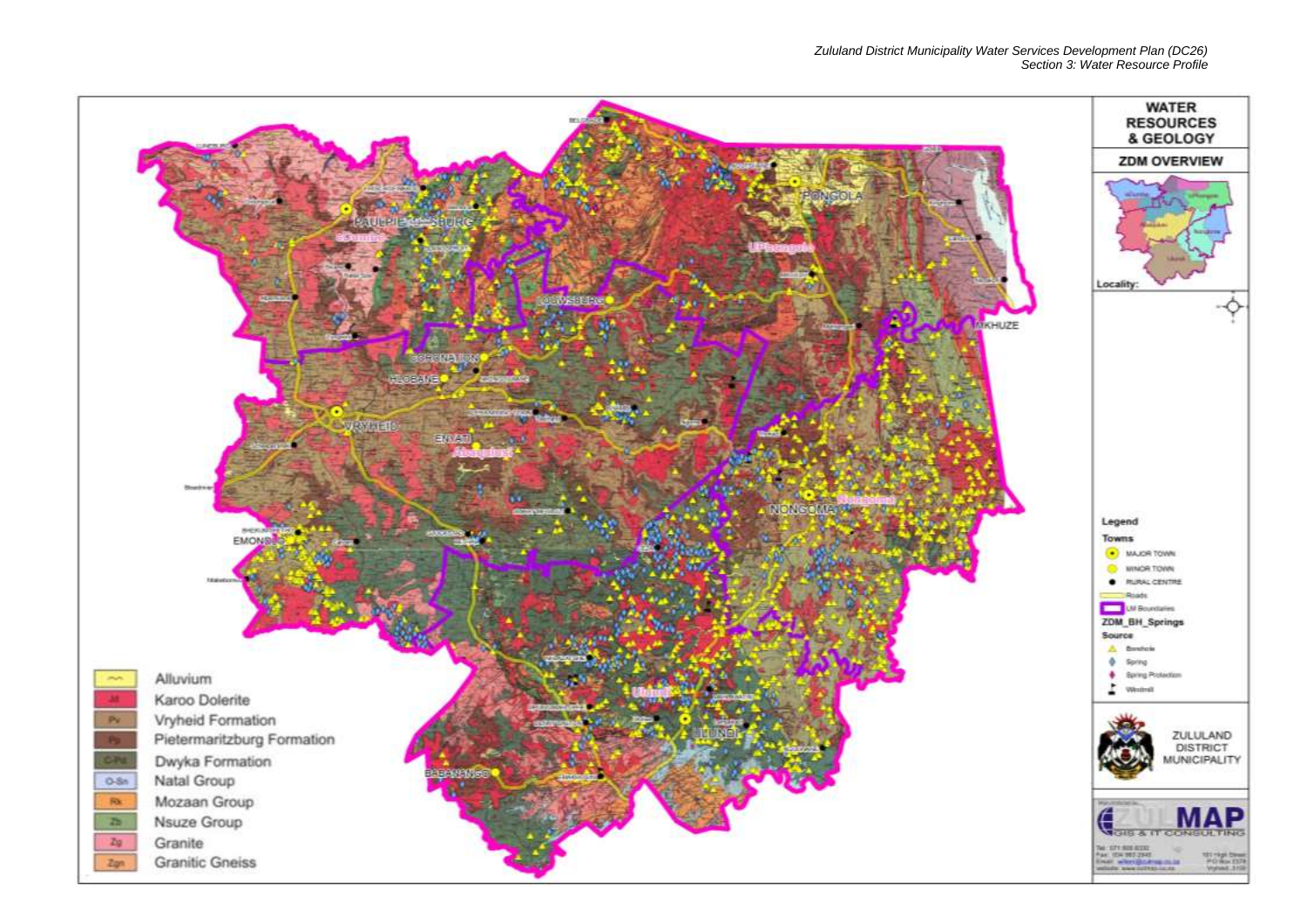# WATER RESOURCES & GEOLOGY

## ZDM OVERVIEW

Locality:

PONGOLA

UPhongolo

PAULPIETERSBURG

eDumbe

LOUWSBERG

MKHUZE

CORONATION

HLOBANE

VRYHEID

ENYATI

Abaqulusi

NONGOMA

Nongoma

EMONDLO

Ulundi

ULUNDI

BABANANGO

**Legend**

**Towns**

- MAJOR TOWN
- MINOR TOWN
- RURAL CENTRE
- Roads
- LM Boundaries

**ZDM_BH_Springs**

**Source**

- Borehole
- Spring
- Spring Protection
- Windmill

ZULULAND DISTRICT MUNICIPALITY

ZULUMAP GIS & IT CONSULTING

| Code | Geology |
|---|---|
| ~~ | Alluvium |
| Jd | Karoo Dolerite |
| Pv | Vryheid Formation |
| Pp | Pietermaritzburg Formation |
| C-Pd | Dwyka Formation |
| O-Sn | Natal Group |
| Rk | Mozaan Group |
| Zb | Nsuze Group |
| Zg | Granite |
| Zgn | Granitic Gneiss |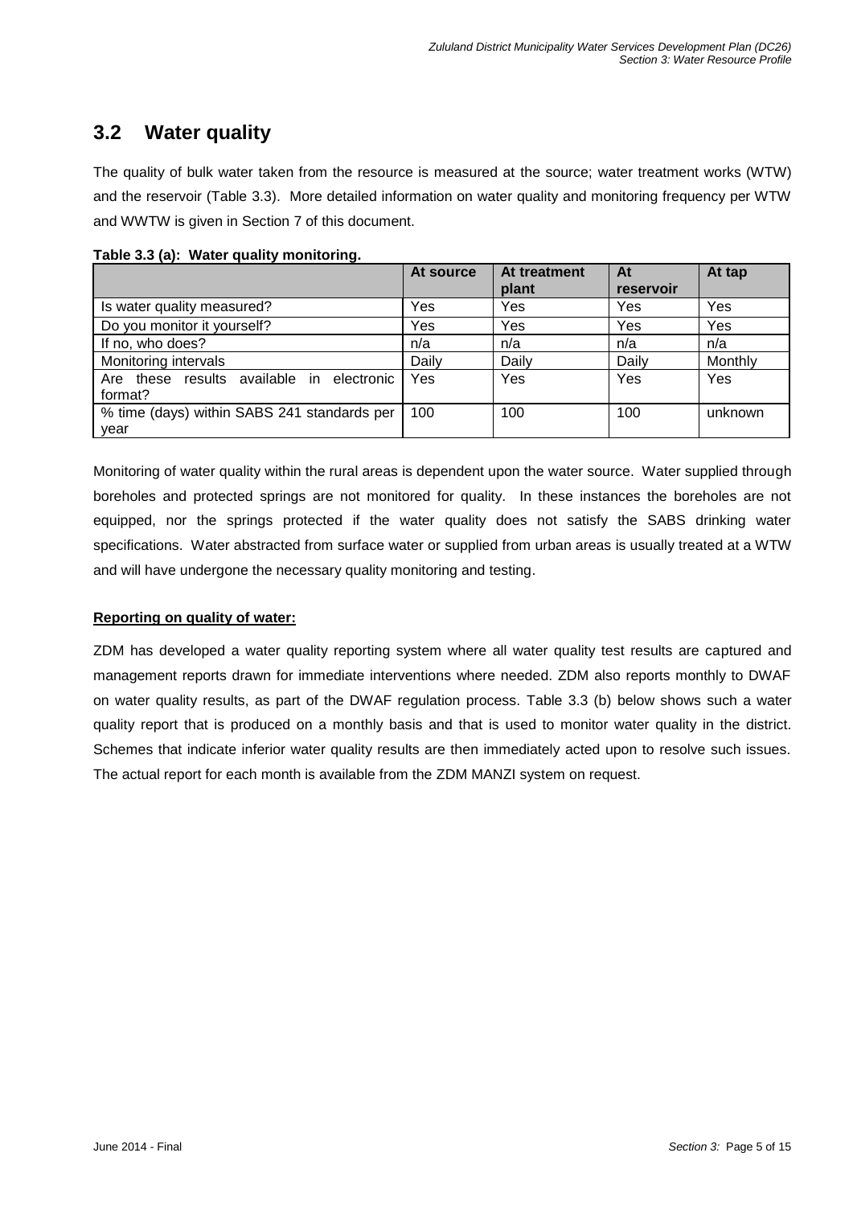## 3.2 Water quality

The quality of bulk water taken from the resource is measured at the source; water treatment works (WTW) and the reservoir (Table 3.3). More detailed information on water quality and monitoring frequency per WTW and WWTW is given in Section 7 of this document.

**Table 3.3 (a): Water quality monitoring.**

| | At source | At treatment plant | At reservoir | At tap |
|---|---|---|---|---|
| Is water quality measured? | Yes | Yes | Yes | Yes |
| Do you monitor it yourself? | Yes | Yes | Yes | Yes |
| If no, who does? | n/a | n/a | n/a | n/a |
| Monitoring intervals | Daily | Daily | Daily | Monthly |
| Are these results available in electronic format? | Yes | Yes | Yes | Yes |
| % time (days) within SABS 241 standards per year | 100 | 100 | 100 | unknown |

Monitoring of water quality within the rural areas is dependent upon the water source. Water supplied through boreholes and protected springs are not monitored for quality. In these instances the boreholes are not equipped, nor the springs protected if the water quality does not satisfy the SABS drinking water specifications. Water abstracted from surface water or supplied from urban areas is usually treated at a WTW and will have undergone the necessary quality monitoring and testing.

**Reporting on quality of water:**

ZDM has developed a water quality reporting system where all water quality test results are captured and management reports drawn for immediate interventions where needed. ZDM also reports monthly to DWAF on water quality results, as part of the DWAF regulation process. Table 3.3 (b) below shows such a water quality report that is produced on a monthly basis and that is used to monitor water quality in the district. Schemes that indicate inferior water quality results are then immediately acted upon to resolve such issues. The actual report for each month is available from the ZDM MANZI system on request.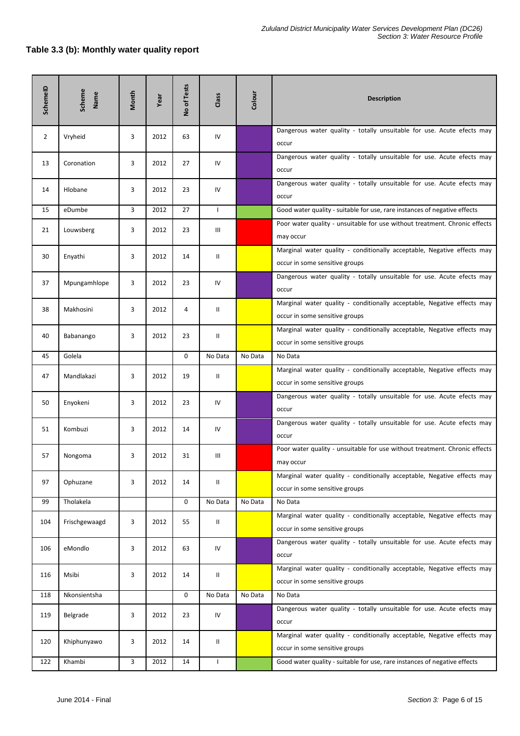**Table 3.3 (b): Monthly water quality report**

| SchemeID | Scheme Name | Month | Year | No of Tests | Class | Colour | Description |
|---|---|---|---|---|---|---|---|
| 2 | Vryheid | 3 | 2012 | 63 | IV | | Dangerous water quality - totally unsuitable for use. Acute efects may occur |
| 13 | Coronation | 3 | 2012 | 27 | IV | | Dangerous water quality - totally unsuitable for use. Acute efects may occur |
| 14 | Hlobane | 3 | 2012 | 23 | IV | | Dangerous water quality - totally unsuitable for use. Acute efects may occur |
| 15 | eDumbe | 3 | 2012 | 27 | I | | Good water quality - suitable for use, rare instances of negative effects |
| 21 | Louwsberg | 3 | 2012 | 23 | III | | Poor water quality - unsuitable for use without treatment. Chronic effects may occur |
| 30 | Enyathi | 3 | 2012 | 14 | II | | Marginal water quality - conditionally acceptable, Negative effects may occur in some sensitive groups |
| 37 | Mpungamhlope | 3 | 2012 | 23 | IV | | Dangerous water quality - totally unsuitable for use. Acute efects may occur |
| 38 | Makhosini | 3 | 2012 | 4 | II | | Marginal water quality - conditionally acceptable, Negative effects may occur in some sensitive groups |
| 40 | Babanango | 3 | 2012 | 23 | II | | Marginal water quality - conditionally acceptable, Negative effects may occur in some sensitive groups |
| 45 | Golela | | | 0 | No Data | No Data | No Data |
| 47 | Mandlakazi | 3 | 2012 | 19 | II | | Marginal water quality - conditionally acceptable, Negative effects may occur in some sensitive groups |
| 50 | Enyokeni | 3 | 2012 | 23 | IV | | Dangerous water quality - totally unsuitable for use. Acute efects may occur |
| 51 | Kombuzi | 3 | 2012 | 14 | IV | | Dangerous water quality - totally unsuitable for use. Acute efects may occur |
| 57 | Nongoma | 3 | 2012 | 31 | III | | Poor water quality - unsuitable for use without treatment. Chronic effects may occur |
| 97 | Ophuzane | 3 | 2012 | 14 | II | | Marginal water quality - conditionally acceptable, Negative effects may occur in some sensitive groups |
| 99 | Tholakela | | | 0 | No Data | No Data | No Data |
| 104 | Frischgewaagd | 3 | 2012 | 55 | II | | Marginal water quality - conditionally acceptable, Negative effects may occur in some sensitive groups |
| 106 | eMondlo | 3 | 2012 | 63 | IV | | Dangerous water quality - totally unsuitable for use. Acute efects may occur |
| 116 | Msibi | 3 | 2012 | 14 | II | | Marginal water quality - conditionally acceptable, Negative effects may occur in some sensitive groups |
| 118 | Nkonsientsha | | | 0 | No Data | No Data | No Data |
| 119 | Belgrade | 3 | 2012 | 23 | IV | | Dangerous water quality - totally unsuitable for use. Acute efects may occur |
| 120 | Khiphunyawo | 3 | 2012 | 14 | II | | Marginal water quality - conditionally acceptable, Negative effects may occur in some sensitive groups |
| 122 | Khambi | 3 | 2012 | 14 | I | | Good water quality - suitable for use, rare instances of negative effects |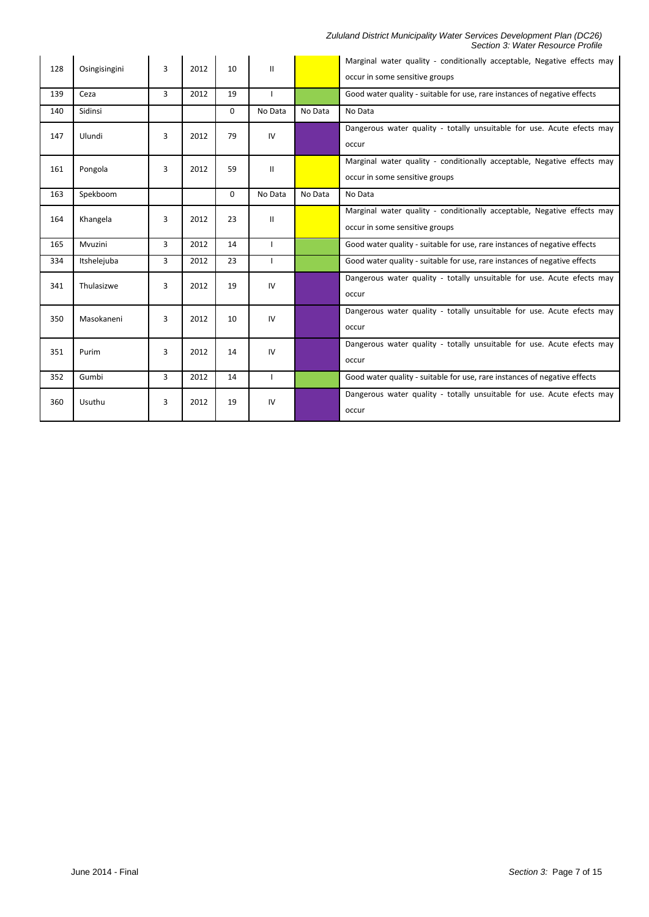| 128 | Osingisingini | 3 | 2012 | 10 | II | | Marginal water quality - conditionally acceptable, Negative effects may occur in some sensitive groups |
|---|---|---|---|---|---|---|---|
| 139 | Ceza | 3 | 2012 | 19 | I | | Good water quality - suitable for use, rare instances of negative effects |
| 140 | Sidinsi | | | 0 | No Data | No Data | No Data |
| 147 | Ulundi | 3 | 2012 | 79 | IV | | Dangerous water quality - totally unsuitable for use. Acute efects may occur |
| 161 | Pongola | 3 | 2012 | 59 | II | | Marginal water quality - conditionally acceptable, Negative effects may occur in some sensitive groups |
| 163 | Spekboom | | | 0 | No Data | No Data | No Data |
| 164 | Khangela | 3 | 2012 | 23 | II | | Marginal water quality - conditionally acceptable, Negative effects may occur in some sensitive groups |
| 165 | Mvuzini | 3 | 2012 | 14 | I | | Good water quality - suitable for use, rare instances of negative effects |
| 334 | Itshelejuba | 3 | 2012 | 23 | I | | Good water quality - suitable for use, rare instances of negative effects |
| 341 | Thulasizwe | 3 | 2012 | 19 | IV | | Dangerous water quality - totally unsuitable for use. Acute efects may occur |
| 350 | Masokaneni | 3 | 2012 | 10 | IV | | Dangerous water quality - totally unsuitable for use. Acute efects may occur |
| 351 | Purim | 3 | 2012 | 14 | IV | | Dangerous water quality - totally unsuitable for use. Acute efects may occur |
| 352 | Gumbi | 3 | 2012 | 14 | I | | Good water quality - suitable for use, rare instances of negative effects |
| 360 | Usuthu | 3 | 2012 | 19 | IV | | Dangerous water quality - totally unsuitable for use. Acute efects may occur |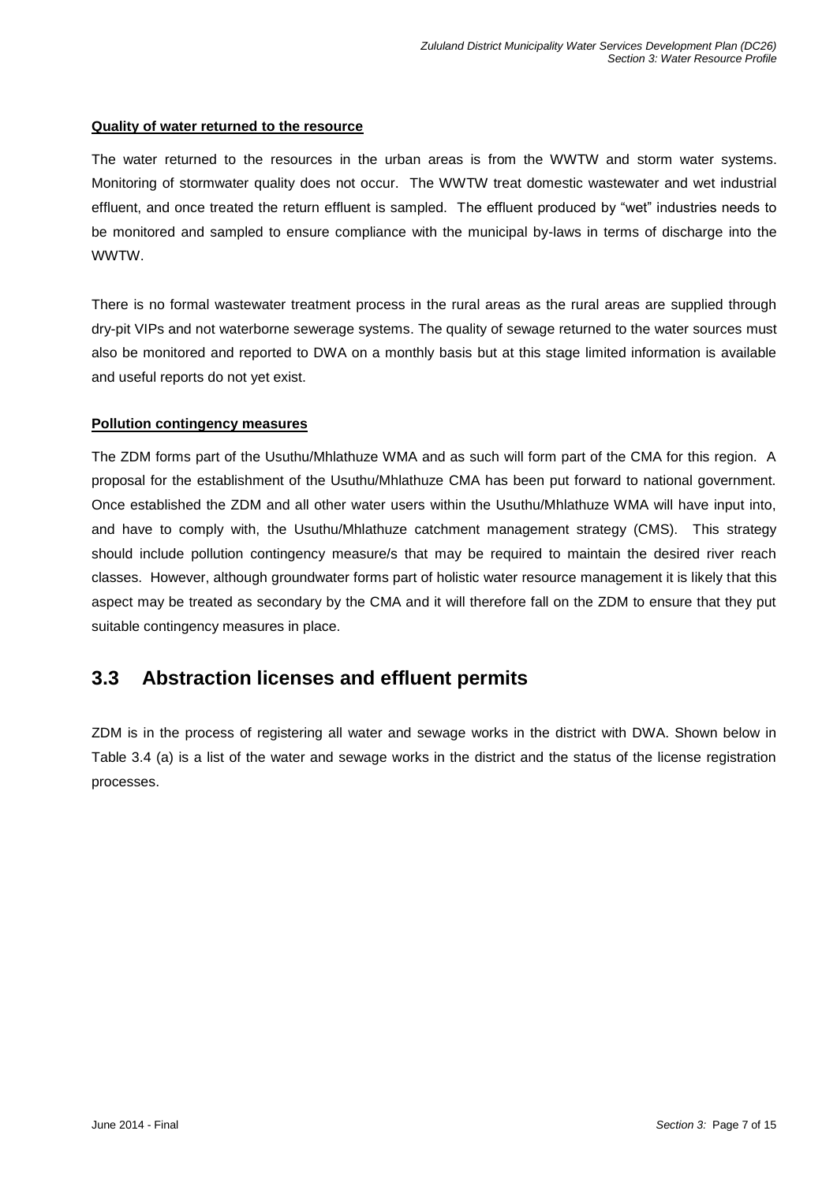**Quality of water returned to the resource**

The water returned to the resources in the urban areas is from the WWTW and storm water systems. Monitoring of stormwater quality does not occur. The WWTW treat domestic wastewater and wet industrial effluent, and once treated the return effluent is sampled. The effluent produced by "wet" industries needs to be monitored and sampled to ensure compliance with the municipal by-laws in terms of discharge into the WWTW.

There is no formal wastewater treatment process in the rural areas as the rural areas are supplied through dry-pit VIPs and not waterborne sewerage systems. The quality of sewage returned to the water sources must also be monitored and reported to DWA on a monthly basis but at this stage limited information is available and useful reports do not yet exist.

**Pollution contingency measures**

The ZDM forms part of the Usuthu/Mhlathuze WMA and as such will form part of the CMA for this region. A proposal for the establishment of the Usuthu/Mhlathuze CMA has been put forward to national government. Once established the ZDM and all other water users within the Usuthu/Mhlathuze WMA will have input into, and have to comply with, the Usuthu/Mhlathuze catchment management strategy (CMS). This strategy should include pollution contingency measure/s that may be required to maintain the desired river reach classes. However, although groundwater forms part of holistic water resource management it is likely that this aspect may be treated as secondary by the CMA and it will therefore fall on the ZDM to ensure that they put suitable contingency measures in place.

## 3.3 Abstraction licenses and effluent permits

ZDM is in the process of registering all water and sewage works in the district with DWA. Shown below in Table 3.4 (a) is a list of the water and sewage works in the district and the status of the license registration processes.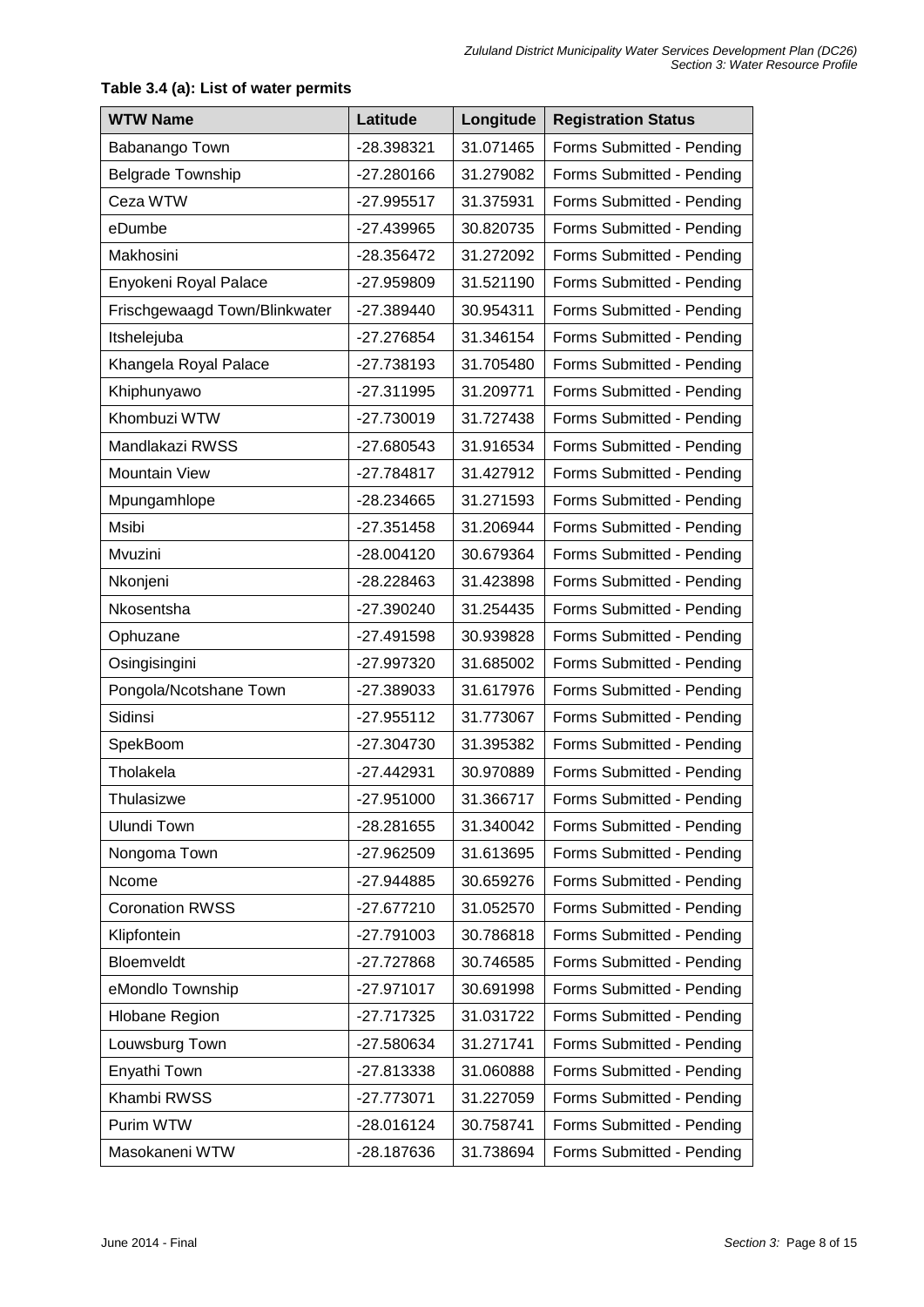**Table 3.4 (a): List of water permits**

| WTW Name | Latitude | Longitude | Registration Status |
|---|---|---|---|
| Babanango Town | -28.398321 | 31.071465 | Forms Submitted - Pending |
| Belgrade Township | -27.280166 | 31.279082 | Forms Submitted - Pending |
| Ceza WTW | -27.995517 | 31.375931 | Forms Submitted - Pending |
| eDumbe | -27.439965 | 30.820735 | Forms Submitted - Pending |
| Makhosini | -28.356472 | 31.272092 | Forms Submitted - Pending |
| Enyokeni Royal Palace | -27.959809 | 31.521190 | Forms Submitted - Pending |
| Frischgewaagd Town/Blinkwater | -27.389440 | 30.954311 | Forms Submitted - Pending |
| Itshelejuba | -27.276854 | 31.346154 | Forms Submitted - Pending |
| Khangela Royal Palace | -27.738193 | 31.705480 | Forms Submitted - Pending |
| Khiphunyawo | -27.311995 | 31.209771 | Forms Submitted - Pending |
| Khombuzi WTW | -27.730019 | 31.727438 | Forms Submitted - Pending |
| Mandlakazi RWSS | -27.680543 | 31.916534 | Forms Submitted - Pending |
| Mountain View | -27.784817 | 31.427912 | Forms Submitted - Pending |
| Mpungamhlope | -28.234665 | 31.271593 | Forms Submitted - Pending |
| Msibi | -27.351458 | 31.206944 | Forms Submitted - Pending |
| Mvuzini | -28.004120 | 30.679364 | Forms Submitted - Pending |
| Nkonjeni | -28.228463 | 31.423898 | Forms Submitted - Pending |
| Nkosentsha | -27.390240 | 31.254435 | Forms Submitted - Pending |
| Ophuzane | -27.491598 | 30.939828 | Forms Submitted - Pending |
| Osingisingini | -27.997320 | 31.685002 | Forms Submitted - Pending |
| Pongola/Ncotshane Town | -27.389033 | 31.617976 | Forms Submitted - Pending |
| Sidinsi | -27.955112 | 31.773067 | Forms Submitted - Pending |
| SpekBoom | -27.304730 | 31.395382 | Forms Submitted - Pending |
| Tholakela | -27.442931 | 30.970889 | Forms Submitted - Pending |
| Thulasizwe | -27.951000 | 31.366717 | Forms Submitted - Pending |
| Ulundi Town | -28.281655 | 31.340042 | Forms Submitted - Pending |
| Nongoma Town | -27.962509 | 31.613695 | Forms Submitted - Pending |
| Ncome | -27.944885 | 30.659276 | Forms Submitted - Pending |
| Coronation RWSS | -27.677210 | 31.052570 | Forms Submitted - Pending |
| Klipfontein | -27.791003 | 30.786818 | Forms Submitted - Pending |
| Bloemveldt | -27.727868 | 30.746585 | Forms Submitted - Pending |
| eMondlo Township | -27.971017 | 30.691998 | Forms Submitted - Pending |
| Hlobane Region | -27.717325 | 31.031722 | Forms Submitted - Pending |
| Louwsburg Town | -27.580634 | 31.271741 | Forms Submitted - Pending |
| Enyathi Town | -27.813338 | 31.060888 | Forms Submitted - Pending |
| Khambi RWSS | -27.773071 | 31.227059 | Forms Submitted - Pending |
| Purim WTW | -28.016124 | 30.758741 | Forms Submitted - Pending |
| Masokaneni WTW | -28.187636 | 31.738694 | Forms Submitted - Pending |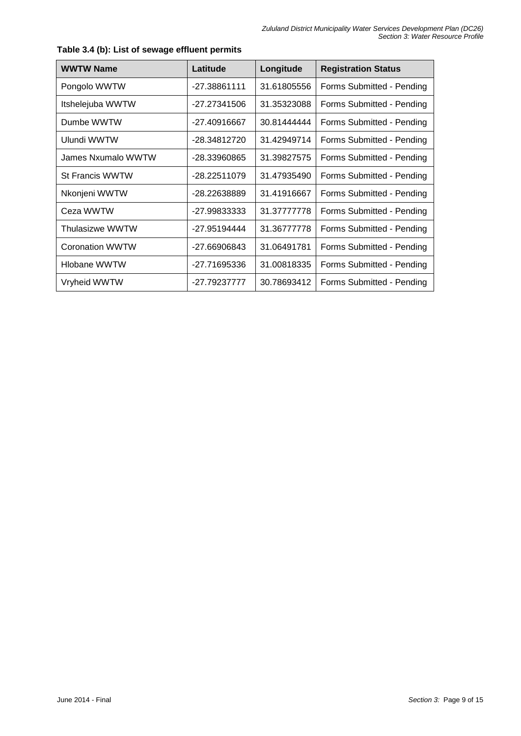**Table 3.4 (b): List of sewage effluent permits**

| WWTW Name | Latitude | Longitude | Registration Status |
|---|---|---|---|
| Pongolo WWTW | -27.38861111 | 31.61805556 | Forms Submitted - Pending |
| Itshelejuba WWTW | -27.27341506 | 31.35323088 | Forms Submitted - Pending |
| Dumbe WWTW | -27.40916667 | 30.81444444 | Forms Submitted - Pending |
| Ulundi WWTW | -28.34812720 | 31.42949714 | Forms Submitted - Pending |
| James Nxumalo WWTW | -28.33960865 | 31.39827575 | Forms Submitted - Pending |
| St Francis WWTW | -28.22511079 | 31.47935490 | Forms Submitted - Pending |
| Nkonjeni WWTW | -28.22638889 | 31.41916667 | Forms Submitted - Pending |
| Ceza WWTW | -27.99833333 | 31.37777778 | Forms Submitted - Pending |
| Thulasizwe WWTW | -27.95194444 | 31.36777778 | Forms Submitted - Pending |
| Coronation WWTW | -27.66906843 | 31.06491781 | Forms Submitted - Pending |
| Hlobane WWTW | -27.71695336 | 31.00818335 | Forms Submitted - Pending |
| Vryheid WWTW | -27.79237777 | 30.78693412 | Forms Submitted - Pending |